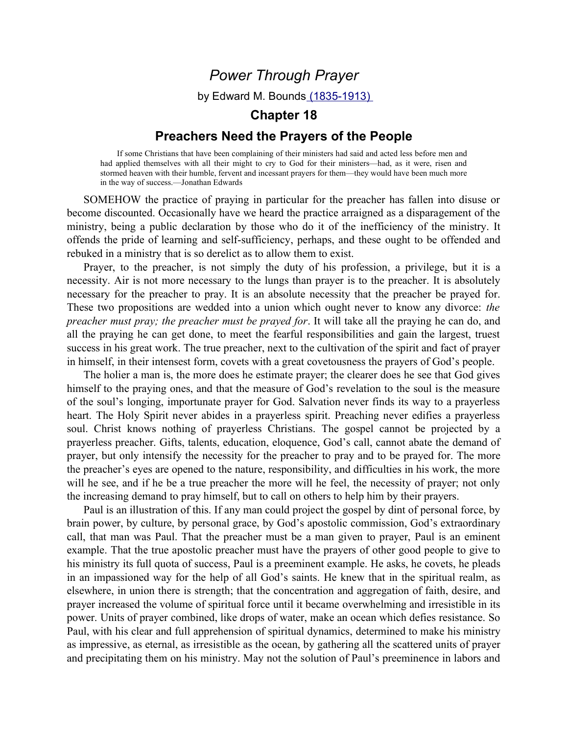# *Power Through Prayer*

by Edward M. Bounds (1835-1913)

## Chapter 18

## Preachers Need the Prayers of the People

> If some Christians that have been complaining of their ministers had said and acted less before men and had applied themselves with all their might to cry to God for their ministers—had, as it were, risen and stormed heaven with their humble, fervent and incessant prayers for them—they would have been much more in the way of success.—Jonathan Edwards

SOMEHOW the practice of praying in particular for the preacher has fallen into disuse or become discounted. Occasionally have we heard the practice arraigned as a disparagement of the ministry, being a public declaration by those who do it of the inefficiency of the ministry. It offends the pride of learning and self-sufficiency, perhaps, and these ought to be offended and rebuked in a ministry that is so derelict as to allow them to exist.

Prayer, to the preacher, is not simply the duty of his profession, a privilege, but it is a necessity. Air is not more necessary to the lungs than prayer is to the preacher. It is absolutely necessary for the preacher to pray. It is an absolute necessity that the preacher be prayed for. These two propositions are wedded into a union which ought never to know any divorce: *the preacher must pray; the preacher must be prayed for*. It will take all the praying he can do, and all the praying he can get done, to meet the fearful responsibilities and gain the largest, truest success in his great work. The true preacher, next to the cultivation of the spirit and fact of prayer in himself, in their intensest form, covets with a great covetousness the prayers of God's people.

The holier a man is, the more does he estimate prayer; the clearer does he see that God gives himself to the praying ones, and that the measure of God's revelation to the soul is the measure of the soul's longing, importunate prayer for God. Salvation never finds its way to a prayerless heart. The Holy Spirit never abides in a prayerless spirit. Preaching never edifies a prayerless soul. Christ knows nothing of prayerless Christians. The gospel cannot be projected by a prayerless preacher. Gifts, talents, education, eloquence, God's call, cannot abate the demand of prayer, but only intensify the necessity for the preacher to pray and to be prayed for. The more the preacher's eyes are opened to the nature, responsibility, and difficulties in his work, the more will he see, and if he be a true preacher the more will he feel, the necessity of prayer; not only the increasing demand to pray himself, but to call on others to help him by their prayers.

Paul is an illustration of this. If any man could project the gospel by dint of personal force, by brain power, by culture, by personal grace, by God's apostolic commission, God's extraordinary call, that man was Paul. That the preacher must be a man given to prayer, Paul is an eminent example. That the true apostolic preacher must have the prayers of other good people to give to his ministry its full quota of success, Paul is a preeminent example. He asks, he covets, he pleads in an impassioned way for the help of all God's saints. He knew that in the spiritual realm, as elsewhere, in union there is strength; that the concentration and aggregation of faith, desire, and prayer increased the volume of spiritual force until it became overwhelming and irresistible in its power. Units of prayer combined, like drops of water, make an ocean which defies resistance. So Paul, with his clear and full apprehension of spiritual dynamics, determined to make his ministry as impressive, as eternal, as irresistible as the ocean, by gathering all the scattered units of prayer and precipitating them on his ministry. May not the solution of Paul's preeminence in labors and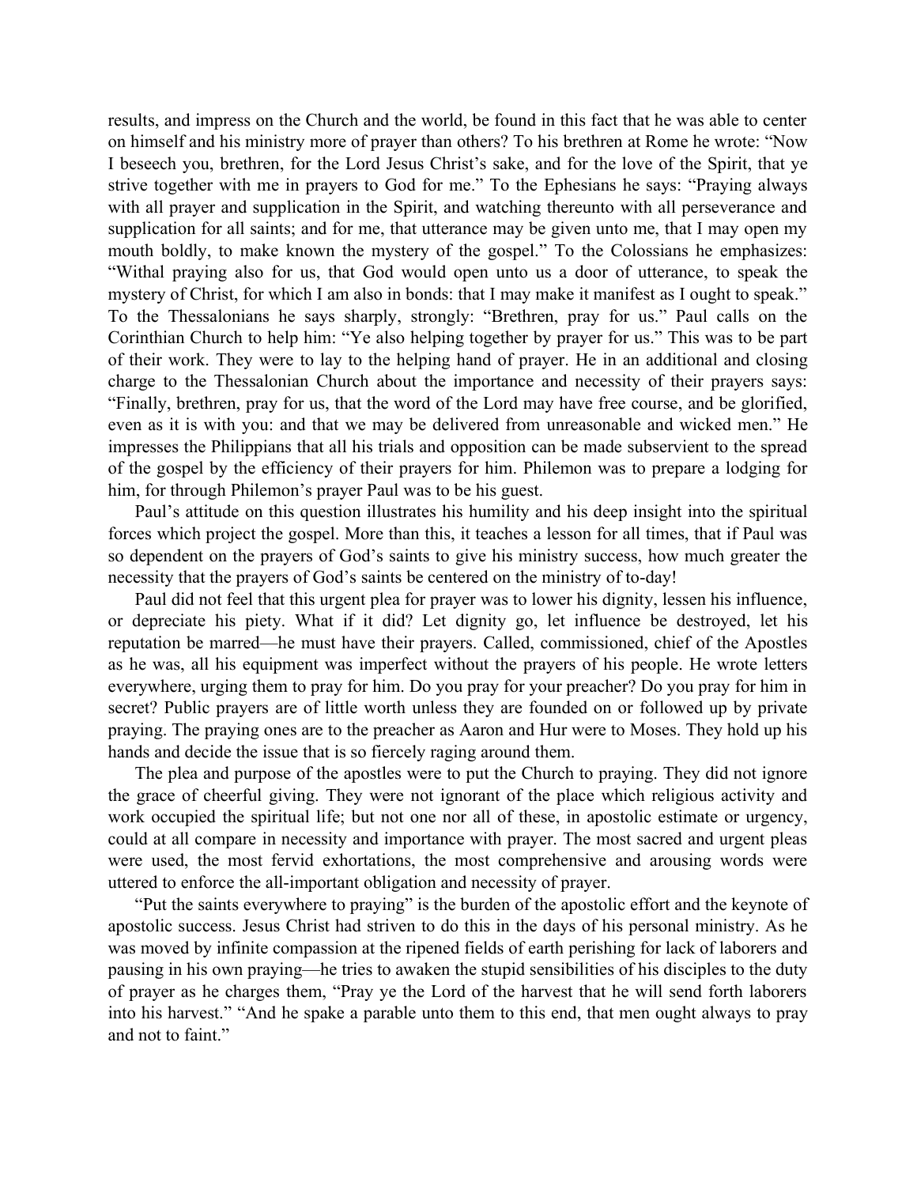results, and impress on the Church and the world, be found in this fact that he was able to center on himself and his ministry more of prayer than others? To his brethren at Rome he wrote: "Now I beseech you, brethren, for the Lord Jesus Christ's sake, and for the love of the Spirit, that ye strive together with me in prayers to God for me." To the Ephesians he says: "Praying always with all prayer and supplication in the Spirit, and watching thereunto with all perseverance and supplication for all saints; and for me, that utterance may be given unto me, that I may open my mouth boldly, to make known the mystery of the gospel." To the Colossians he emphasizes: "Withal praying also for us, that God would open unto us a door of utterance, to speak the mystery of Christ, for which I am also in bonds: that I may make it manifest as I ought to speak." To the Thessalonians he says sharply, strongly: "Brethren, pray for us." Paul calls on the Corinthian Church to help him: "Ye also helping together by prayer for us." This was to be part of their work. They were to lay to the helping hand of prayer. He in an additional and closing charge to the Thessalonian Church about the importance and necessity of their prayers says: "Finally, brethren, pray for us, that the word of the Lord may have free course, and be glorified, even as it is with you: and that we may be delivered from unreasonable and wicked men." He impresses the Philippians that all his trials and opposition can be made subservient to the spread of the gospel by the efficiency of their prayers for him. Philemon was to prepare a lodging for him, for through Philemon's prayer Paul was to be his guest.

Paul's attitude on this question illustrates his humility and his deep insight into the spiritual forces which project the gospel. More than this, it teaches a lesson for all times, that if Paul was so dependent on the prayers of God's saints to give his ministry success, how much greater the necessity that the prayers of God's saints be centered on the ministry of to-day!

Paul did not feel that this urgent plea for prayer was to lower his dignity, lessen his influence, or depreciate his piety. What if it did? Let dignity go, let influence be destroyed, let his reputation be marred—he must have their prayers. Called, commissioned, chief of the Apostles as he was, all his equipment was imperfect without the prayers of his people. He wrote letters everywhere, urging them to pray for him. Do you pray for your preacher? Do you pray for him in secret? Public prayers are of little worth unless they are founded on or followed up by private praying. The praying ones are to the preacher as Aaron and Hur were to Moses. They hold up his hands and decide the issue that is so fiercely raging around them.

The plea and purpose of the apostles were to put the Church to praying. They did not ignore the grace of cheerful giving. They were not ignorant of the place which religious activity and work occupied the spiritual life; but not one nor all of these, in apostolic estimate or urgency, could at all compare in necessity and importance with prayer. The most sacred and urgent pleas were used, the most fervid exhortations, the most comprehensive and arousing words were uttered to enforce the all-important obligation and necessity of prayer.

"Put the saints everywhere to praying" is the burden of the apostolic effort and the keynote of apostolic success. Jesus Christ had striven to do this in the days of his personal ministry. As he was moved by infinite compassion at the ripened fields of earth perishing for lack of laborers and pausing in his own praying—he tries to awaken the stupid sensibilities of his disciples to the duty of prayer as he charges them, "Pray ye the Lord of the harvest that he will send forth laborers into his harvest." "And he spake a parable unto them to this end, that men ought always to pray and not to faint."